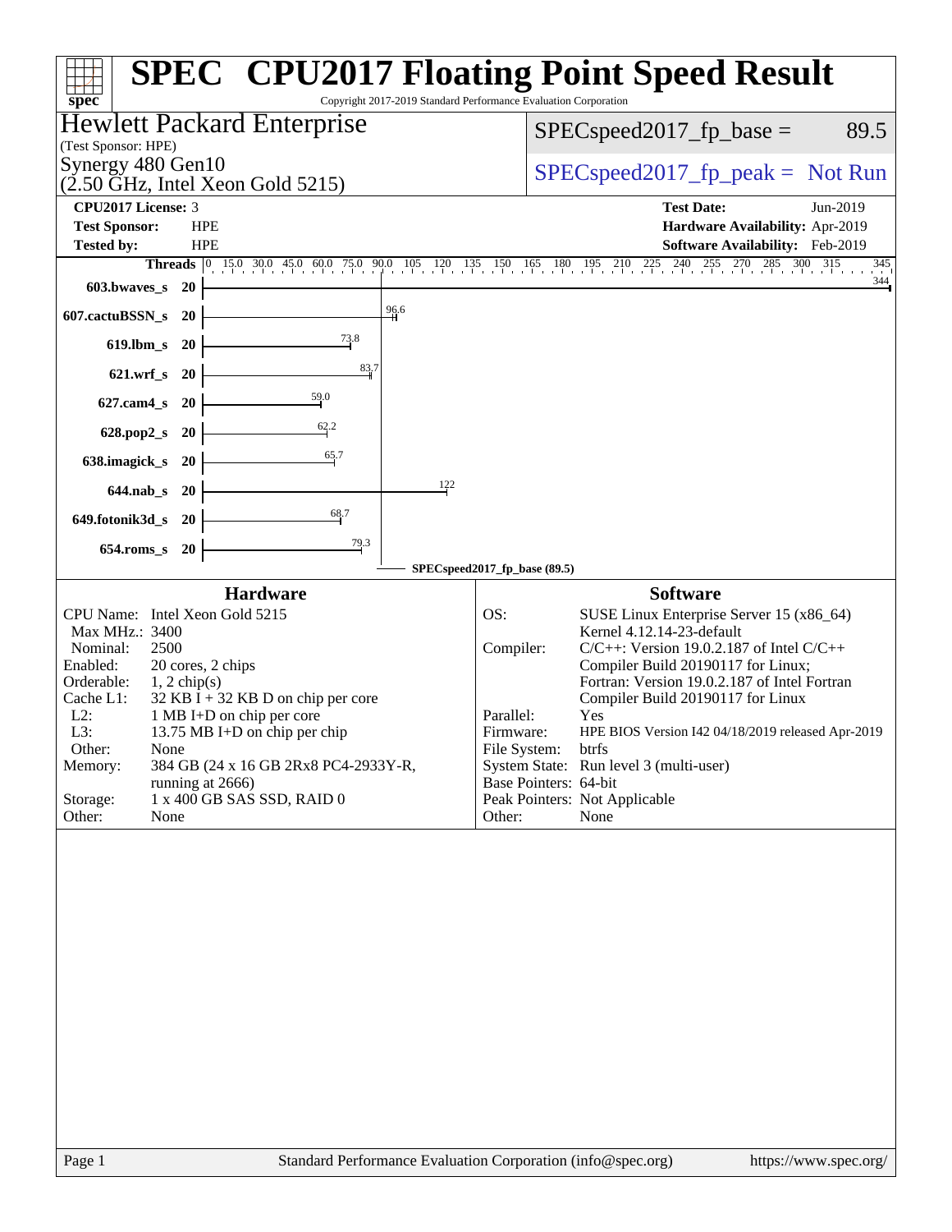# SPEC CPU2017 Floating Point Speed Result

Copyright 2017-2019 Standard Performance Evaluation Corporation

**Hewlett Packard Enterprise**
(Test Sponsor: HPE)
Synergy 480 Gen10
(2.50 GHz, Intel Xeon Gold 5215)

SPECspeed2017_fp_base = 89.5

SPECspeed2017_fp_peak = Not Run

| | | | |
|---|---|---|---|
| **CPU2017 License:** | 3 | **Test Date:** | Jun-2019 |
| **Test Sponsor:** | HPE | **Hardware Availability:** | Apr-2019 |
| **Tested by:** | HPE | **Software Availability:** | Feb-2019 |

| Benchmark | Threads | Base Result |
|---|---|---|
| 603.bwaves_s | 20 | 344 |
| 607.cactuBSSN_s | 20 | 96.6 |
| 619.lbm_s | 20 | 73.8 |
| 621.wrf_s | 20 | 83.7 |
| 627.cam4_s | 20 | 59.0 |
| 628.pop2_s | 20 | 62.2 |
| 638.imagick_s | 20 | 65.7 |
| 644.nab_s | 20 | 122 |
| 649.fotonik3d_s | 20 | 68.7 |
| 654.roms_s | 20 | 79.3 |

SPECspeed2017_fp_base (89.5)

## Hardware

| | |
|---|---|
| CPU Name: | Intel Xeon Gold 5215 |
| Max MHz.: | 3400 |
| Nominal: | 2500 |
| Enabled: | 20 cores, 2 chips |
| Orderable: | 1, 2 chip(s) |
| Cache L1: | 32 KB I + 32 KB D on chip per core |
| L2: | 1 MB I+D on chip per core |
| L3: | 13.75 MB I+D on chip per chip |
| Other: | None |
| Memory: | 384 GB (24 x 16 GB 2Rx8 PC4-2933Y-R, running at 2666) |
| Storage: | 1 x 400 GB SAS SSD, RAID 0 |
| Other: | None |

## Software

| | |
|---|---|
| OS: | SUSE Linux Enterprise Server 15 (x86_64) Kernel 4.12.14-23-default |
| Compiler: | C/C++: Version 19.0.2.187 of Intel C/C++ Compiler Build 20190117 for Linux; Fortran: Version 19.0.2.187 of Intel Fortran Compiler Build 20190117 for Linux |
| Parallel: | Yes |
| Firmware: | HPE BIOS Version I42 04/18/2019 released Apr-2019 |
| File System: | btrfs |
| System State: | Run level 3 (multi-user) |
| Base Pointers: | 64-bit |
| Peak Pointers: | Not Applicable |
| Other: | None |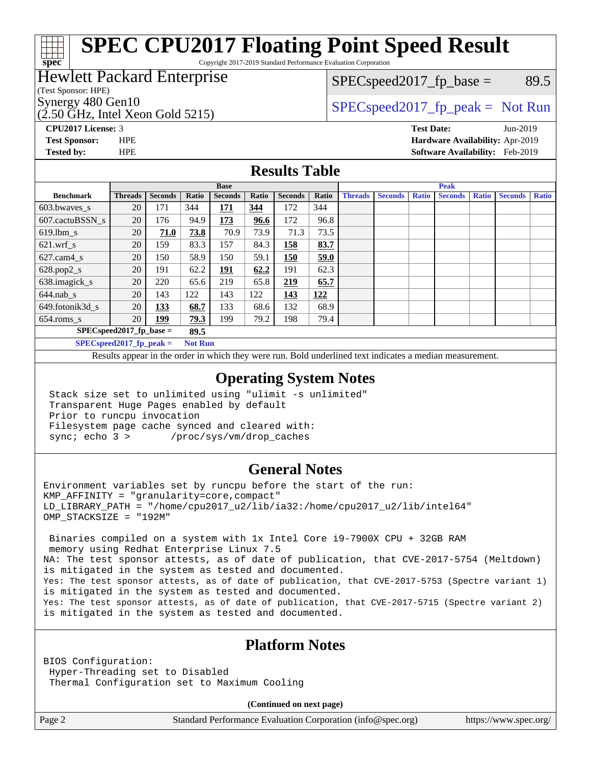# SPEC CPU2017 Floating Point Speed Result

Copyright 2017-2019 Standard Performance Evaluation Corporation

**Hewlett Packard Enterprise**
(Test Sponsor: HPE)
Synergy 480 Gen10
(2.50 GHz, Intel Xeon Gold 5215)

SPECspeed2017_fp_base = 89.5

SPECspeed2017_fp_peak = Not Run

**CPU2017 License:** 3
**Test Sponsor:** HPE
**Tested by:** HPE

**Test Date:** Jun-2019
**Hardware Availability:** Apr-2019
**Software Availability:** Feb-2019

## Results Table

| | Base | | | | | | | Peak | | | | | | |
|---|---|---|---|---|---|---|---|---|---|---|---|---|---|---|
| **Benchmark** | **Threads** | **Seconds** | **Ratio** | **Seconds** | **Ratio** | **Seconds** | **Ratio** | **Threads** | **Seconds** | **Ratio** | **Seconds** | **Ratio** | **Seconds** | **Ratio** |
| 603.bwaves_s | 20 | 171 | 344 | **171** | **344** | 172 | 344 | | | | | | | |
| 607.cactuBSSN_s | 20 | 176 | 94.9 | **173** | **96.6** | 172 | 96.8 | | | | | | | |
| 619.lbm_s | 20 | **71.0** | **73.8** | 70.9 | 73.9 | 71.3 | 73.5 | | | | | | | |
| 621.wrf_s | 20 | 159 | 83.3 | 157 | 84.3 | **158** | **83.7** | | | | | | | |
| 627.cam4_s | 20 | 150 | 58.9 | 150 | 59.1 | **150** | **59.0** | | | | | | | |
| 628.pop2_s | 20 | 191 | 62.2 | **191** | **62.2** | 191 | 62.3 | | | | | | | |
| 638.imagick_s | 20 | 220 | 65.6 | 219 | 65.8 | **219** | **65.7** | | | | | | | |
| 644.nab_s | 20 | 143 | 122 | 143 | 122 | **143** | **122** | | | | | | | |
| 649.fotonik3d_s | 20 | **133** | **68.7** | 133 | 68.6 | 132 | 68.9 | | | | | | | |
| 654.roms_s | 20 | **199** | **79.3** | 199 | 79.2 | 198 | 79.4 | | | | | | | |

**SPECspeed2017_fp_base = 89.5**

**SPECspeed2017_fp_peak = Not Run**

Results appear in the order in which they were run. Bold underlined text indicates a median measurement.

## Operating System Notes

```
Stack size set to unlimited using "ulimit -s unlimited"
Transparent Huge Pages enabled by default
Prior to runcpu invocation
Filesystem page cache synced and cleared with:
sync; echo 3 >       /proc/sys/vm/drop_caches
```

## General Notes

```
Environment variables set by runcpu before the start of the run:
KMP_AFFINITY = "granularity=core,compact"
LD_LIBRARY_PATH = "/home/cpu2017_u2/lib/ia32:/home/cpu2017_u2/lib/intel64"
OMP_STACKSIZE = "192M"

 Binaries compiled on a system with 1x Intel Core i9-7900X CPU + 32GB RAM
 memory using Redhat Enterprise Linux 7.5
NA: The test sponsor attests, as of date of publication, that CVE-2017-5754 (Meltdown)
is mitigated in the system as tested and documented.
Yes: The test sponsor attests, as of date of publication, that CVE-2017-5753 (Spectre variant 1)
is mitigated in the system as tested and documented.
Yes: The test sponsor attests, as of date of publication, that CVE-2017-5715 (Spectre variant 2)
is mitigated in the system as tested and documented.
```

## Platform Notes

```
BIOS Configuration:
 Hyper-Threading set to Disabled
 Thermal Configuration set to Maximum Cooling
```

**(Continued on next page)**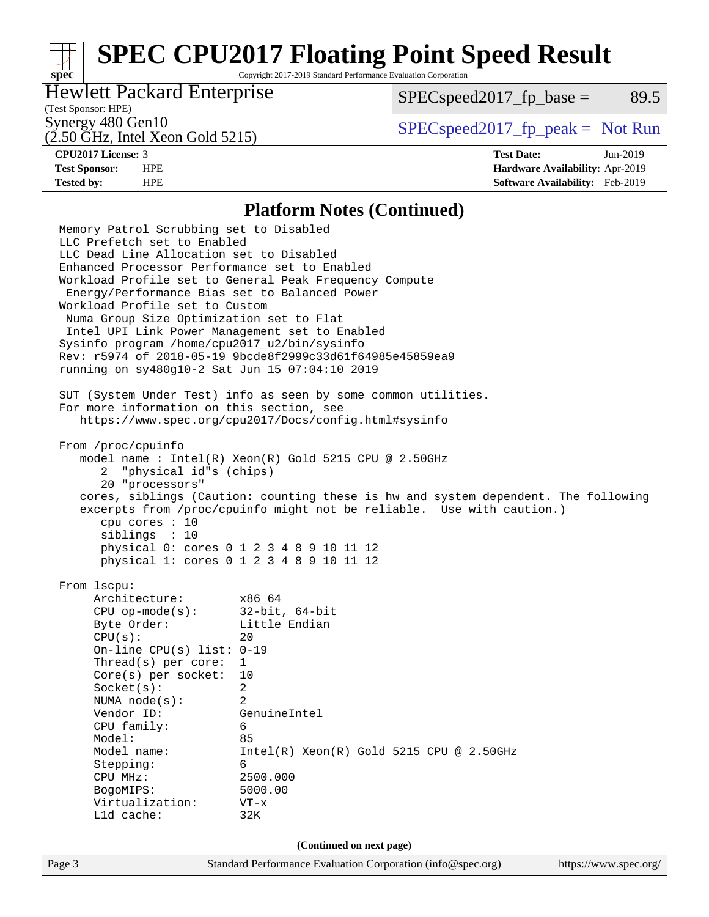## Platform Notes (Continued)

```
Memory Patrol Scrubbing set to Disabled
LLC Prefetch set to Enabled
LLC Dead Line Allocation set to Disabled
Enhanced Processor Performance set to Enabled
Workload Profile set to General Peak Frequency Compute
 Energy/Performance Bias set to Balanced Power
Workload Profile set to Custom
 Numa Group Size Optimization set to Flat
 Intel UPI Link Power Management set to Enabled
Sysinfo program /home/cpu2017_u2/bin/sysinfo
Rev: r5974 of 2018-05-19 9bcde8f2999c33d61f64985e45859ea9
running on sy480g10-2 Sat Jun 15 07:04:10 2019

SUT (System Under Test) info as seen by some common utilities.
For more information on this section, see
   https://www.spec.org/cpu2017/Docs/config.html#sysinfo

From /proc/cpuinfo
   model name : Intel(R) Xeon(R) Gold 5215 CPU @ 2.50GHz
      2  "physical id"s (chips)
      20 "processors"
   cores, siblings (Caution: counting these is hw and system dependent. The following
   excerpts from /proc/cpuinfo might not be reliable.  Use with caution.)
      cpu cores : 10
      siblings  : 10
      physical 0: cores 0 1 2 3 4 8 9 10 11 12
      physical 1: cores 0 1 2 3 4 8 9 10 11 12

From lscpu:
     Architecture:        x86_64
     CPU op-mode(s):      32-bit, 64-bit
     Byte Order:          Little Endian
     CPU(s):              20
     On-line CPU(s) list: 0-19
     Thread(s) per core:  1
     Core(s) per socket:  10
     Socket(s):           2
     NUMA node(s):        2
     Vendor ID:           GenuineIntel
     CPU family:          6
     Model:               85
     Model name:          Intel(R) Xeon(R) Gold 5215 CPU @ 2.50GHz
     Stepping:            6
     CPU MHz:             2500.000
     BogoMIPS:            5000.00
     Virtualization:      VT-x
     L1d cache:           32K
```

(Continued on next page)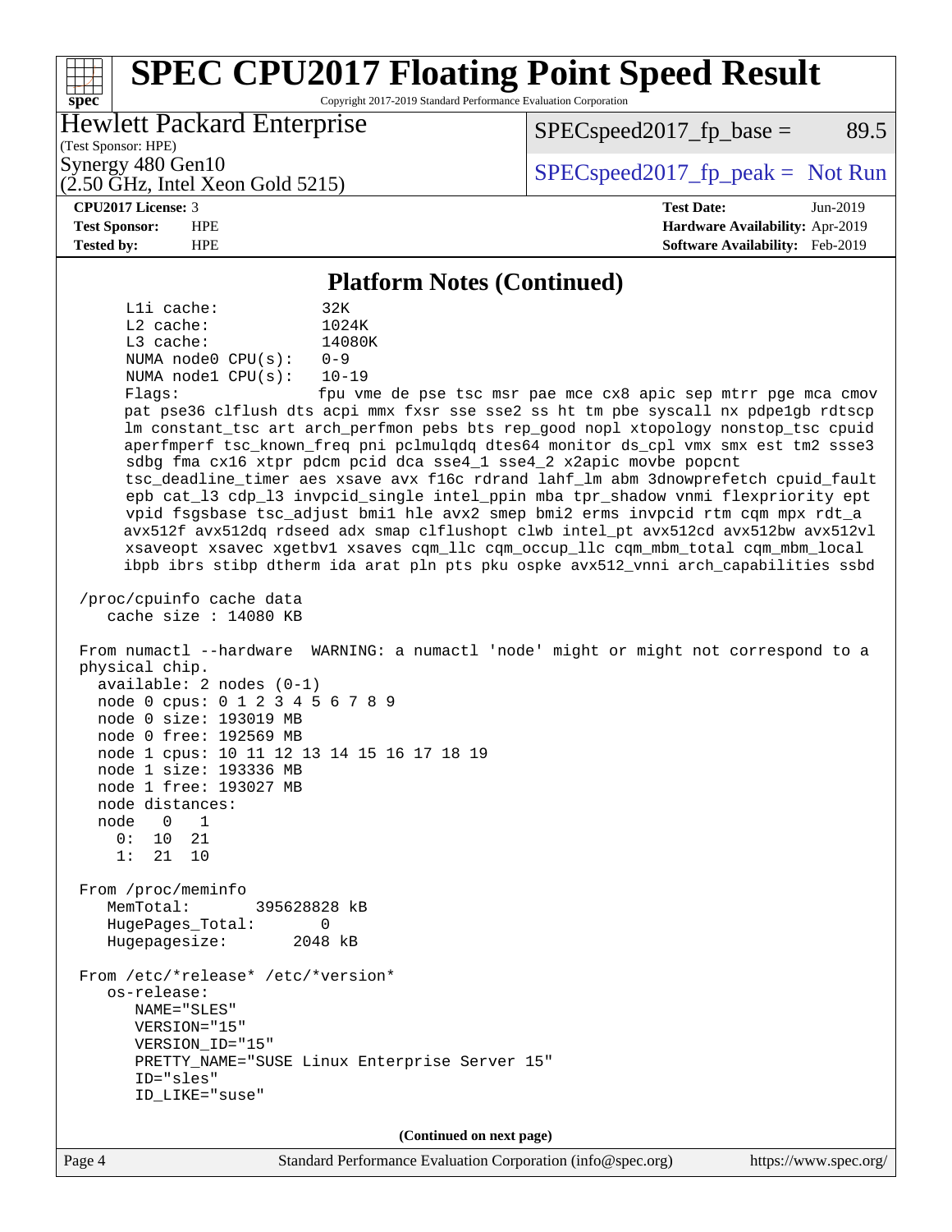# SPEC CPU2017 Floating Point Speed Result

Copyright 2017-2019 Standard Performance Evaluation Corporation

**Hewlett Packard Enterprise**
(Test Sponsor: HPE)
Synergy 480 Gen10
(2.50 GHz, Intel Xeon Gold 5215)

SPECspeed2017_fp_base = 89.5

SPECspeed2017_fp_peak = Not Run

**CPU2017 License:** 3
**Test Sponsor:** HPE
**Tested by:** HPE

**Test Date:** Jun-2019
**Hardware Availability:** Apr-2019
**Software Availability:** Feb-2019

## Platform Notes (Continued)

```
     L1i cache:             32K
     L2 cache:              1024K
     L3 cache:              14080K
     NUMA node0 CPU(s):     0-9
     NUMA node1 CPU(s):     10-19
     Flags:                 fpu vme de pse tsc msr pae mce cx8 apic sep mtrr pge mca cmov
     pat pse36 clflush dts acpi mmx fxsr sse sse2 ss ht tm pbe syscall nx pdpe1gb rdtscp
     lm constant_tsc art arch_perfmon pebs bts rep_good nopl xtopology nonstop_tsc cpuid
     aperfmperf tsc_known_freq pni pclmulqdq dtes64 monitor ds_cpl vmx smx est tm2 ssse3
     sdbg fma cx16 xtpr pdcm pcid dca sse4_1 sse4_2 x2apic movbe popcnt
     tsc_deadline_timer aes xsave avx f16c rdrand lahf_lm abm 3dnowprefetch cpuid_fault
     epb cat_l3 cdp_l3 invpcid_single intel_ppin mba tpr_shadow vnmi flexpriority ept
     vpid fsgsbase tsc_adjust bmi1 hle avx2 smep bmi2 erms invpcid rtm cqm mpx rdt_a
     avx512f avx512dq rdseed adx smap clflushopt clwb intel_pt avx512cd avx512bw avx512vl
     xsaveopt xsavec xgetbv1 xsaves cqm_llc cqm_occup_llc cqm_mbm_total cqm_mbm_local
     ibpb ibrs stibp dtherm ida arat pln pts pku ospke avx512_vnni arch_capabilities ssbd

 /proc/cpuinfo cache data
    cache size : 14080 KB

 From numactl --hardware  WARNING: a numactl 'node' might or might not correspond to a
 physical chip.
   available: 2 nodes (0-1)
   node 0 cpus: 0 1 2 3 4 5 6 7 8 9
   node 0 size: 193019 MB
   node 0 free: 192569 MB
   node 1 cpus: 10 11 12 13 14 15 16 17 18 19
   node 1 size: 193336 MB
   node 1 free: 193027 MB
   node distances:
   node   0   1
     0:  10  21
     1:  21  10

 From /proc/meminfo
    MemTotal:       395628828 kB
    HugePages_Total:       0
    Hugepagesize:       2048 kB

 From /etc/*release* /etc/*version*
    os-release:
       NAME="SLES"
       VERSION="15"
       VERSION_ID="15"
       PRETTY_NAME="SUSE Linux Enterprise Server 15"
       ID="sles"
       ID_LIKE="suse"
```

**(Continued on next page)**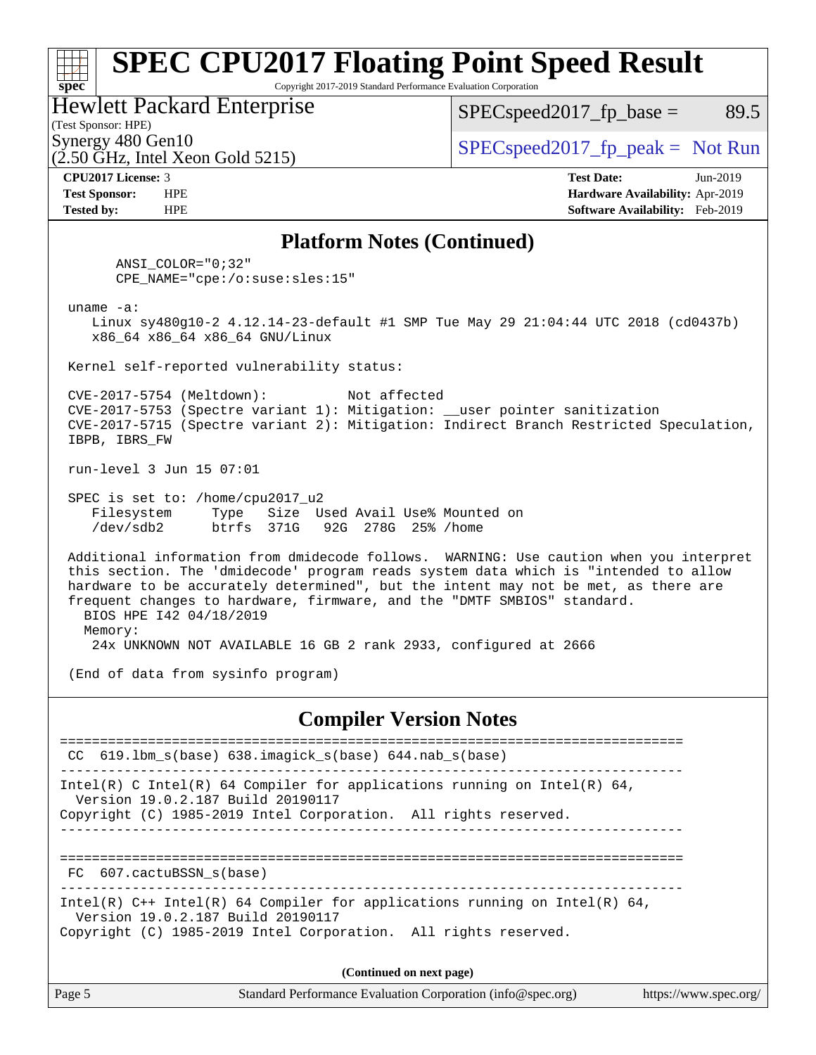# SPEC CPU2017 Floating Point Speed Result

Copyright 2017-2019 Standard Performance Evaluation Corporation

**Hewlett Packard Enterprise**
(Test Sponsor: HPE)
Synergy 480 Gen10
(2.50 GHz, Intel Xeon Gold 5215)

SPECspeed2017_fp_base = 89.5

SPECspeed2017_fp_peak = Not Run

| | | | |
|---|---|---|---|
| **CPU2017 License:** | 3 | **Test Date:** | Jun-2019 |
| **Test Sponsor:** | HPE | **Hardware Availability:** | Apr-2019 |
| **Tested by:** | HPE | **Software Availability:** | Feb-2019 |

## Platform Notes (Continued)

```
       ANSI_COLOR="0;32"
       CPE_NAME="cpe:/o:suse:sles:15"

 uname -a:
    Linux sy480g10-2 4.12.14-23-default #1 SMP Tue May 29 21:04:44 UTC 2018 (cd0437b)
    x86_64 x86_64 x86_64 GNU/Linux

 Kernel self-reported vulnerability status:

 CVE-2017-5754 (Meltdown):          Not affected
 CVE-2017-5753 (Spectre variant 1): Mitigation: __user pointer sanitization
 CVE-2017-5715 (Spectre variant 2): Mitigation: Indirect Branch Restricted Speculation,
 IBPB, IBRS_FW

 run-level 3 Jun 15 07:01

 SPEC is set to: /home/cpu2017_u2
    Filesystem     Type   Size  Used Avail Use% Mounted on
    /dev/sdb2      btrfs  371G   92G  278G  25% /home

 Additional information from dmidecode follows.  WARNING: Use caution when you interpret
 this section. The 'dmidecode' program reads system data which is "intended to allow
 hardware to be accurately determined", but the intent may not be met, as there are
 frequent changes to hardware, firmware, and the "DMTF SMBIOS" standard.
   BIOS HPE I42 04/18/2019
   Memory:
    24x UNKNOWN NOT AVAILABLE 16 GB 2 rank 2933, configured at 2666

 (End of data from sysinfo program)
```

## Compiler Version Notes

```
==============================================================================
 CC  619.lbm_s(base) 638.imagick_s(base) 644.nab_s(base)
------------------------------------------------------------------------------
Intel(R) C Intel(R) 64 Compiler for applications running on Intel(R) 64,
  Version 19.0.2.187 Build 20190117
Copyright (C) 1985-2019 Intel Corporation.  All rights reserved.
------------------------------------------------------------------------------

==============================================================================
 FC  607.cactuBSSN_s(base)
------------------------------------------------------------------------------
Intel(R) C++ Intel(R) 64 Compiler for applications running on Intel(R) 64,
  Version 19.0.2.187 Build 20190117
Copyright (C) 1985-2019 Intel Corporation.  All rights reserved.
```

**(Continued on next page)**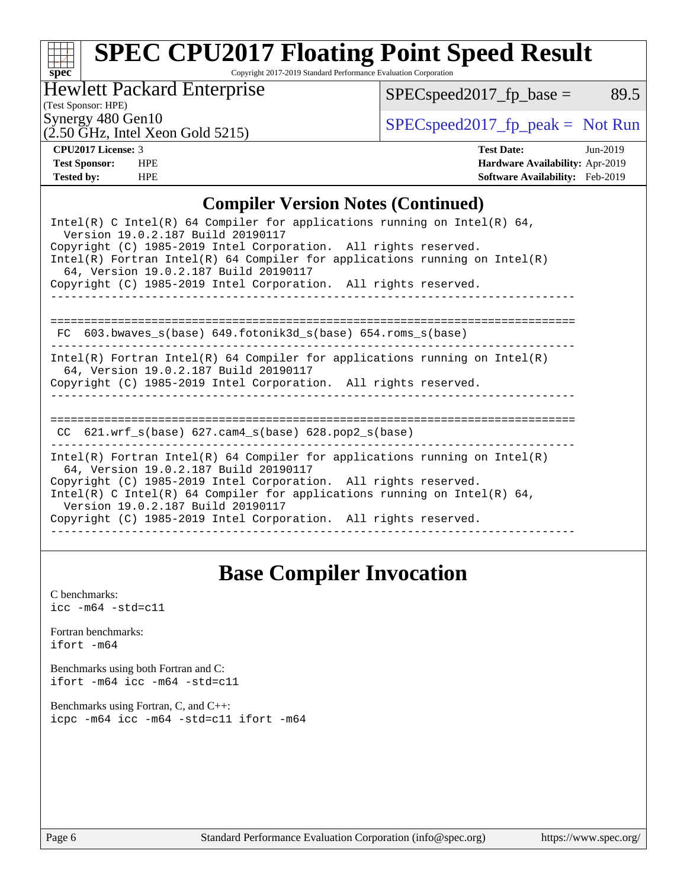## Compiler Version Notes (Continued)

```
Intel(R) C Intel(R) 64 Compiler for applications running on Intel(R) 64,
  Version 19.0.2.187 Build 20190117
Copyright (C) 1985-2019 Intel Corporation.  All rights reserved.
Intel(R) Fortran Intel(R) 64 Compiler for applications running on Intel(R)
  64, Version 19.0.2.187 Build 20190117
Copyright (C) 1985-2019 Intel Corporation.  All rights reserved.
------------------------------------------------------------------------------

==============================================================================
 FC  603.bwaves_s(base) 649.fotonik3d_s(base) 654.roms_s(base)
------------------------------------------------------------------------------
Intel(R) Fortran Intel(R) 64 Compiler for applications running on Intel(R)
  64, Version 19.0.2.187 Build 20190117
Copyright (C) 1985-2019 Intel Corporation.  All rights reserved.
------------------------------------------------------------------------------

==============================================================================
 CC  621.wrf_s(base) 627.cam4_s(base) 628.pop2_s(base)
------------------------------------------------------------------------------
Intel(R) Fortran Intel(R) 64 Compiler for applications running on Intel(R)
  64, Version 19.0.2.187 Build 20190117
Copyright (C) 1985-2019 Intel Corporation.  All rights reserved.
Intel(R) C Intel(R) 64 Compiler for applications running on Intel(R) 64,
  Version 19.0.2.187 Build 20190117
Copyright (C) 1985-2019 Intel Corporation.  All rights reserved.
------------------------------------------------------------------------------
```

## Base Compiler Invocation

C benchmarks:
`icc -m64 -std=c11`

Fortran benchmarks:
`ifort -m64`

Benchmarks using both Fortran and C:
`ifort -m64 icc -m64 -std=c11`

Benchmarks using Fortran, C, and C++:
`icpc -m64 icc -m64 -std=c11 ifort -m64`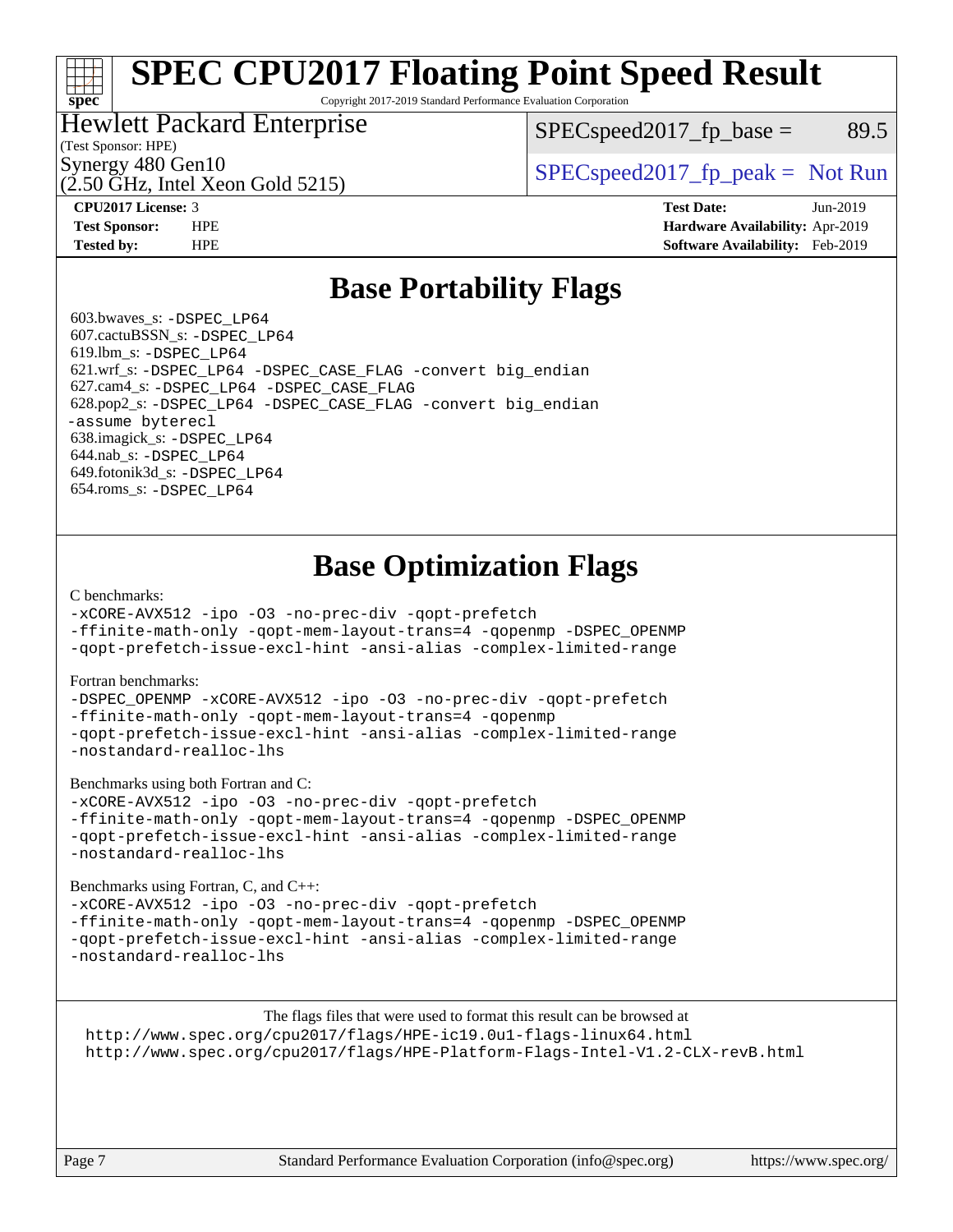# SPEC CPU2017 Floating Point Speed Result

Copyright 2017-2019 Standard Performance Evaluation Corporation

**Hewlett Packard Enterprise**
(Test Sponsor: HPE)
Synergy 480 Gen10
(2.50 GHz, Intel Xeon Gold 5215)

SPECspeed2017_fp_base = 89.5

SPECspeed2017_fp_peak = Not Run

**CPU2017 License:** 3
**Test Sponsor:** HPE
**Tested by:** HPE

**Test Date:** Jun-2019
**Hardware Availability:** Apr-2019
**Software Availability:** Feb-2019

## Base Portability Flags

603.bwaves_s: `-DSPEC_LP64`
607.cactuBSSN_s: `-DSPEC_LP64`
619.lbm_s: `-DSPEC_LP64`
621.wrf_s: `-DSPEC_LP64 -DSPEC_CASE_FLAG -convert big_endian`
627.cam4_s: `-DSPEC_LP64 -DSPEC_CASE_FLAG`
628.pop2_s: `-DSPEC_LP64 -DSPEC_CASE_FLAG -convert big_endian -assume byterecl`
638.imagick_s: `-DSPEC_LP64`
644.nab_s: `-DSPEC_LP64`
649.fotonik3d_s: `-DSPEC_LP64`
654.roms_s: `-DSPEC_LP64`

## Base Optimization Flags

C benchmarks:

```
-xCORE-AVX512 -ipo -O3 -no-prec-div -qopt-prefetch
-ffinite-math-only -qopt-mem-layout-trans=4 -qopenmp -DSPEC_OPENMP
-qopt-prefetch-issue-excl-hint -ansi-alias -complex-limited-range
```

Fortran benchmarks:

```
-DSPEC_OPENMP -xCORE-AVX512 -ipo -O3 -no-prec-div -qopt-prefetch
-ffinite-math-only -qopt-mem-layout-trans=4 -qopenmp
-qopt-prefetch-issue-excl-hint -ansi-alias -complex-limited-range
-nostandard-realloc-lhs
```

Benchmarks using both Fortran and C:

```
-xCORE-AVX512 -ipo -O3 -no-prec-div -qopt-prefetch
-ffinite-math-only -qopt-mem-layout-trans=4 -qopenmp -DSPEC_OPENMP
-qopt-prefetch-issue-excl-hint -ansi-alias -complex-limited-range
-nostandard-realloc-lhs
```

Benchmarks using Fortran, C, and C++:

```
-xCORE-AVX512 -ipo -O3 -no-prec-div -qopt-prefetch
-ffinite-math-only -qopt-mem-layout-trans=4 -qopenmp -DSPEC_OPENMP
-qopt-prefetch-issue-excl-hint -ansi-alias -complex-limited-range
-nostandard-realloc-lhs
```

The flags files that were used to format this result can be browsed at
http://www.spec.org/cpu2017/flags/HPE-ic19.0u1-flags-linux64.html
http://www.spec.org/cpu2017/flags/HPE-Platform-Flags-Intel-V1.2-CLX-revB.html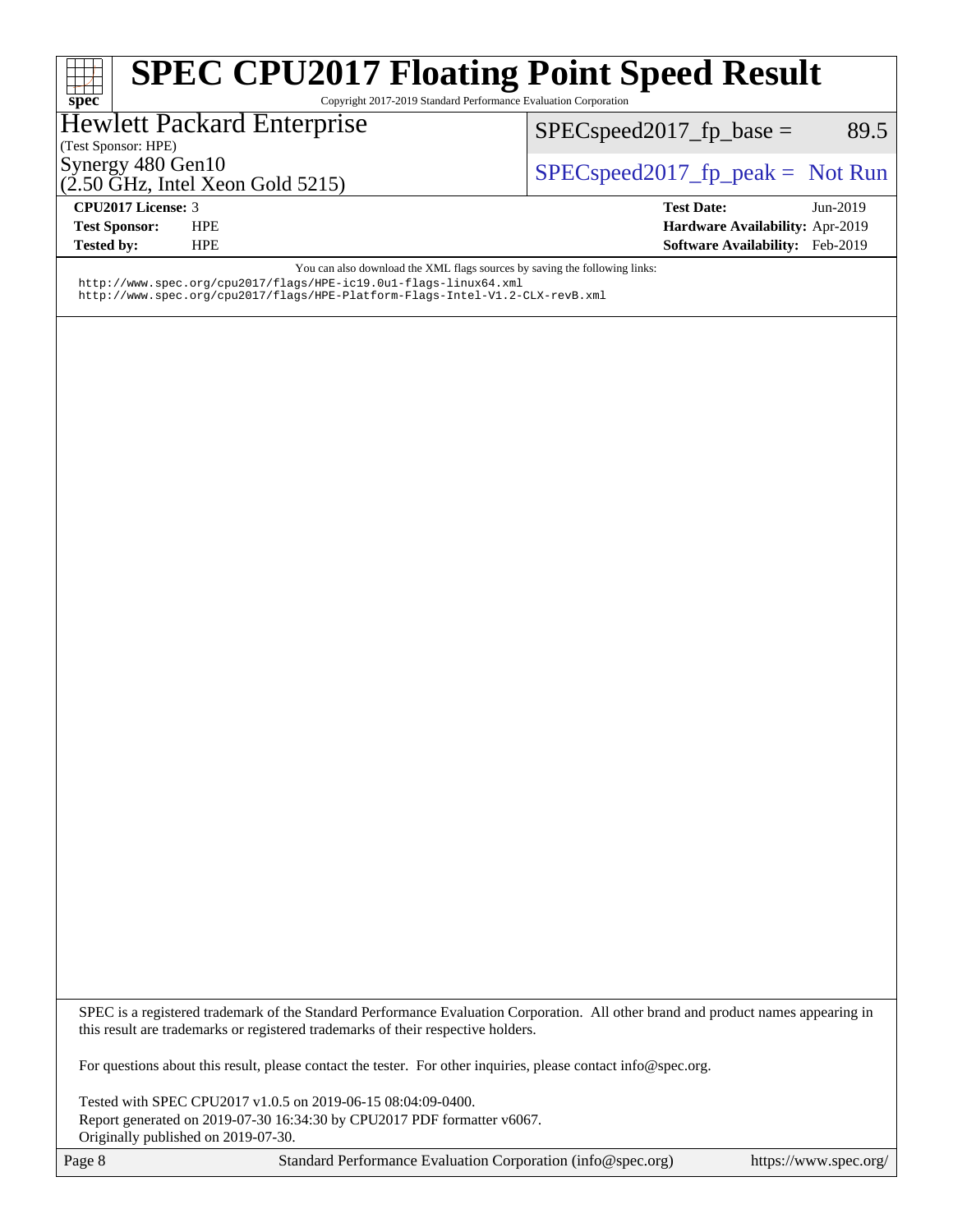You can also download the XML flags sources by saving the following links:

http://www.spec.org/cpu2017/flags/HPE-ic19.0u1-flags-linux64.xml
http://www.spec.org/cpu2017/flags/HPE-Platform-Flags-Intel-V1.2-CLX-revB.xml

SPEC is a registered trademark of the Standard Performance Evaluation Corporation. All other brand and product names appearing in this result are trademarks or registered trademarks of their respective holders.

For questions about this result, please contact the tester. For other inquiries, please contact info@spec.org.

Tested with SPEC CPU2017 v1.0.5 on 2019-06-15 08:04:09-0400.
Report generated on 2019-07-30 16:34:30 by CPU2017 PDF formatter v6067.
Originally published on 2019-07-30.